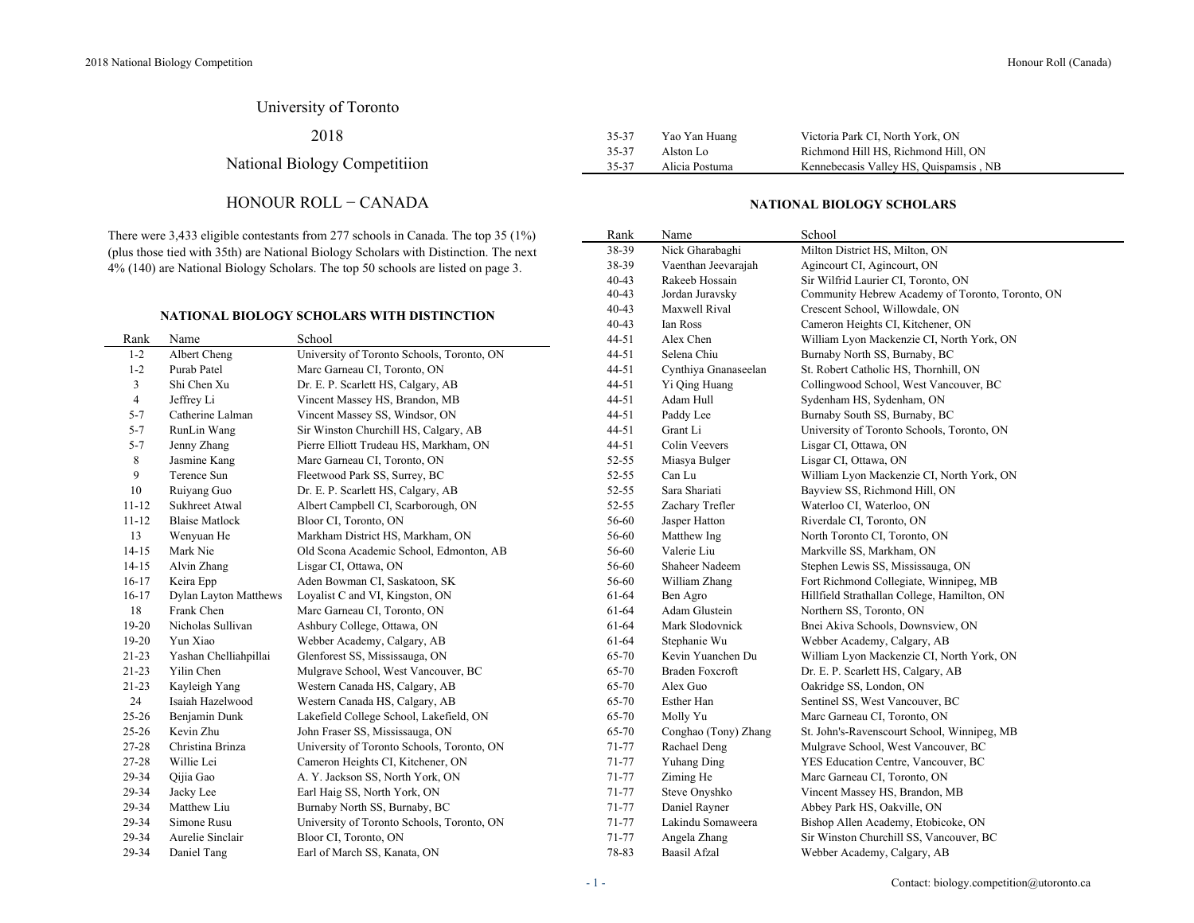# University of Toronto

# 2018

# National Biology Competitiion

## HONOUR ROLL − CANADA

There were 3,433 eligible contestants from 277 schools in Canada. The top 35 (1%) (plus those tied with 35th) are National Biology Scholars with Distinction. The next 4% (140) are National Biology Scholars. The top 50 schools are listed on page 3.

### NATIONAL BIOLOGY SCHOLARS WITH DISTINCTION

| Rank | Name | School |
|---|---|---|
| 1-2 | Albert Cheng | University of Toronto Schools, Toronto, ON |
| 1-2 | Purab Patel | Marc Garneau CI, Toronto, ON |
| 3 | Shi Chen Xu | Dr. E. P. Scarlett HS, Calgary, AB |
| 4 | Jeffrey Li | Vincent Massey HS, Brandon, MB |
| 5-7 | Catherine Lalman | Vincent Massey SS, Windsor, ON |
| 5-7 | RunLin Wang | Sir Winston Churchill HS, Calgary, AB |
| 5-7 | Jenny Zhang | Pierre Elliott Trudeau HS, Markham, ON |
| 8 | Jasmine Kang | Marc Garneau CI, Toronto, ON |
| 9 | Terence Sun | Fleetwood Park SS, Surrey, BC |
| 10 | Ruiyang Guo | Dr. E. P. Scarlett HS, Calgary, AB |
| 11-12 | Sukhreet Atwal | Albert Campbell CI, Scarborough, ON |
| 11-12 | Blaise Matlock | Bloor CI, Toronto, ON |
| 13 | Wenyuan He | Markham District HS, Markham, ON |
| 14-15 | Mark Nie | Old Scona Academic School, Edmonton, AB |
| 14-15 | Alvin Zhang | Lisgar CI, Ottawa, ON |
| 16-17 | Keira Epp | Aden Bowman CI, Saskatoon, SK |
| 16-17 | Dylan Layton Matthews | Loyalist C and VI, Kingston, ON |
| 18 | Frank Chen | Marc Garneau CI, Toronto, ON |
| 19-20 | Nicholas Sullivan | Ashbury College, Ottawa, ON |
| 19-20 | Yun Xiao | Webber Academy, Calgary, AB |
| 21-23 | Yashan Chelliahpillai | Glenforest SS, Mississauga, ON |
| 21-23 | Yilin Chen | Mulgrave School, West Vancouver, BC |
| 21-23 | Kayleigh Yang | Western Canada HS, Calgary, AB |
| 24 | Isaiah Hazelwood | Western Canada HS, Calgary, AB |
| 25-26 | Benjamin Dunk | Lakefield College School, Lakefield, ON |
| 25-26 | Kevin Zhu | John Fraser SS, Mississauga, ON |
| 27-28 | Christina Brinza | University of Toronto Schools, Toronto, ON |
| 27-28 | Willie Lei | Cameron Heights CI, Kitchener, ON |
| 29-34 | Qijia Gao | A. Y. Jackson SS, North York, ON |
| 29-34 | Jacky Lee | Earl Haig SS, North York, ON |
| 29-34 | Matthew Liu | Burnaby North SS, Burnaby, BC |
| 29-34 | Simone Rusu | University of Toronto Schools, Toronto, ON |
| 29-34 | Aurelie Sinclair | Bloor CI, Toronto, ON |
| 29-34 | Daniel Tang | Earl of March SS, Kanata, ON |
| 35-37 | Yao Yan Huang | Victoria Park CI, North York, ON |
| 35-37 | Alston Lo | Richmond Hill HS, Richmond Hill, ON |
| 35-37 | Alicia Postuma | Kennebecasis Valley HS, Quispamsis , NB |

### NATIONAL BIOLOGY SCHOLARS

| Rank | Name | School |
|---|---|---|
| 38-39 | Nick Gharabaghi | Milton District HS, Milton, ON |
| 38-39 | Vaenthan Jeevarajah | Agincourt CI, Agincourt, ON |
| 40-43 | Rakeeb Hossain | Sir Wilfrid Laurier CI, Toronto, ON |
| 40-43 | Jordan Juravsky | Community Hebrew Academy of Toronto, Toronto, ON |
| 40-43 | Maxwell Rival | Crescent School, Willowdale, ON |
| 40-43 | Ian Ross | Cameron Heights CI, Kitchener, ON |
| 44-51 | Alex Chen | William Lyon Mackenzie CI, North York, ON |
| 44-51 | Selena Chiu | Burnaby North SS, Burnaby, BC |
| 44-51 | Cynthiya Gnanaseelan | St. Robert Catholic HS, Thornhill, ON |
| 44-51 | Yi Qing Huang | Collingwood School, West Vancouver, BC |
| 44-51 | Adam Hull | Sydenham HS, Sydenham, ON |
| 44-51 | Paddy Lee | Burnaby South SS, Burnaby, BC |
| 44-51 | Grant Li | University of Toronto Schools, Toronto, ON |
| 44-51 | Colin Veevers | Lisgar CI, Ottawa, ON |
| 52-55 | Miasya Bulger | Lisgar CI, Ottawa, ON |
| 52-55 | Can Lu | William Lyon Mackenzie CI, North York, ON |
| 52-55 | Sara Shariati | Bayview SS, Richmond Hill, ON |
| 52-55 | Zachary Trefler | Waterloo CI, Waterloo, ON |
| 56-60 | Jasper Hatton | Riverdale CI, Toronto, ON |
| 56-60 | Matthew Ing | North Toronto CI, Toronto, ON |
| 56-60 | Valerie Liu | Markville SS, Markham, ON |
| 56-60 | Shaheer Nadeem | Stephen Lewis SS, Mississauga, ON |
| 56-60 | William Zhang | Fort Richmond Collegiate, Winnipeg, MB |
| 61-64 | Ben Agro | Hillfield Strathallan College, Hamilton, ON |
| 61-64 | Adam Glustein | Northern SS, Toronto, ON |
| 61-64 | Mark Slodovnick | Bnei Akiva Schools, Downsview, ON |
| 61-64 | Stephanie Wu | Webber Academy, Calgary, AB |
| 65-70 | Kevin Yuanchen Du | William Lyon Mackenzie CI, North York, ON |
| 65-70 | Braden Foxcroft | Dr. E. P. Scarlett HS, Calgary, AB |
| 65-70 | Alex Guo | Oakridge SS, London, ON |
| 65-70 | Esther Han | Sentinel SS, West Vancouver, BC |
| 65-70 | Molly Yu | Marc Garneau CI, Toronto, ON |
| 65-70 | Conghao (Tony) Zhang | St. John's-Ravenscourt School, Winnipeg, MB |
| 71-77 | Rachael Deng | Mulgrave School, West Vancouver, BC |
| 71-77 | Yuhang Ding | YES Education Centre, Vancouver, BC |
| 71-77 | Ziming He | Marc Garneau CI, Toronto, ON |
| 71-77 | Steve Onyshko | Vincent Massey HS, Brandon, MB |
| 71-77 | Daniel Rayner | Abbey Park HS, Oakville, ON |
| 71-77 | Lakindu Somaweera | Bishop Allen Academy, Etobicoke, ON |
| 71-77 | Angela Zhang | Sir Winston Churchill SS, Vancouver, BC |
| 78-83 | Baasil Afzal | Webber Academy, Calgary, AB |

Contact: biology.competition@utoronto.ca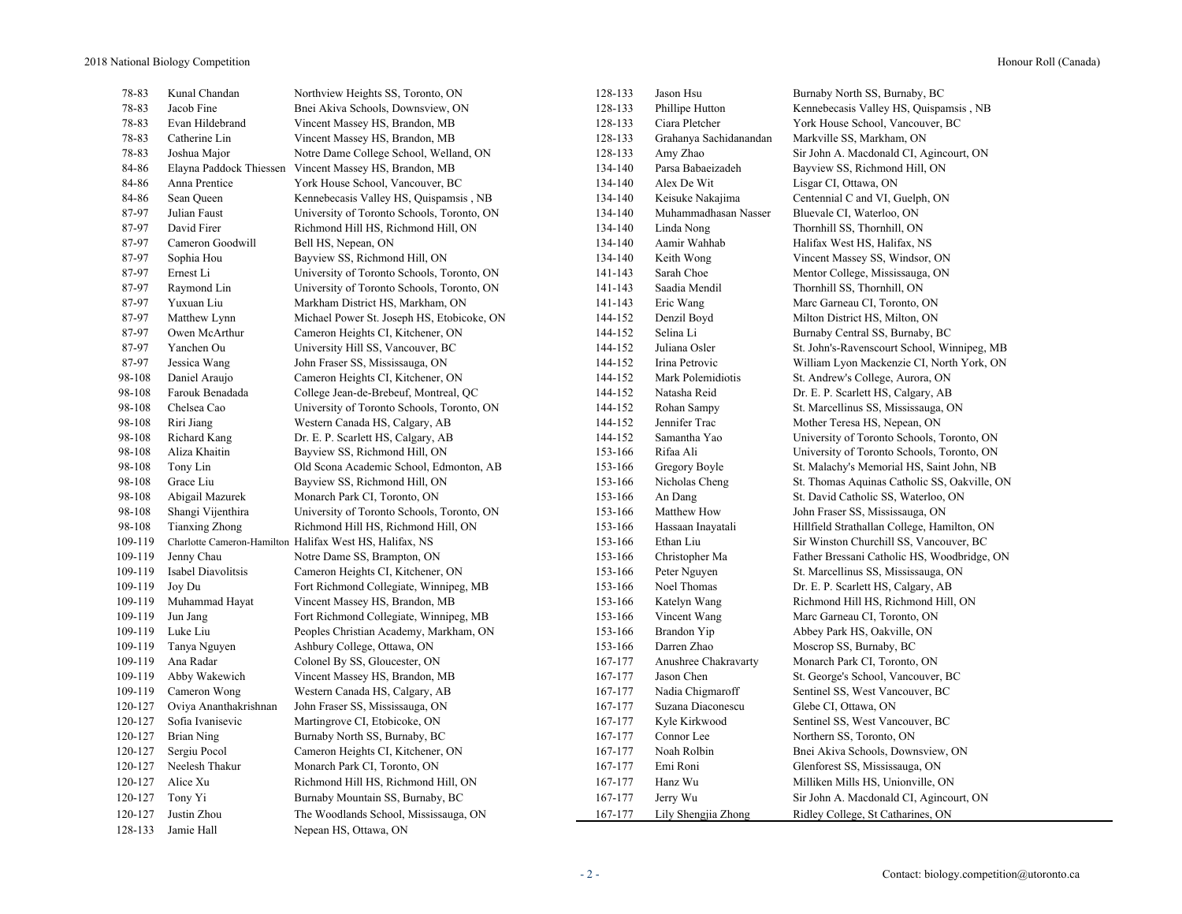| Rank | Name | School |
|---|---|---|
| 78-83 | Kunal Chandan | Northview Heights SS, Toronto, ON |
| 78-83 | Jacob Fine | Bnei Akiva Schools, Downsview, ON |
| 78-83 | Evan Hildebrand | Vincent Massey HS, Brandon, MB |
| 78-83 | Catherine Lin | Vincent Massey HS, Brandon, MB |
| 78-83 | Joshua Major | Notre Dame College School, Welland, ON |
| 84-86 | Elayna Paddock Thiessen | Vincent Massey HS, Brandon, MB |
| 84-86 | Anna Prentice | York House School, Vancouver, BC |
| 84-86 | Sean Queen | Kennebecasis Valley HS, Quispamsis , NB |
| 87-97 | Julian Faust | University of Toronto Schools, Toronto, ON |
| 87-97 | David Firer | Richmond Hill HS, Richmond Hill, ON |
| 87-97 | Cameron Goodwill | Bell HS, Nepean, ON |
| 87-97 | Sophia Hou | Bayview SS, Richmond Hill, ON |
| 87-97 | Ernest Li | University of Toronto Schools, Toronto, ON |
| 87-97 | Raymond Lin | University of Toronto Schools, Toronto, ON |
| 87-97 | Yuxuan Liu | Markham District HS, Markham, ON |
| 87-97 | Matthew Lynn | Michael Power St. Joseph HS, Etobicoke, ON |
| 87-97 | Owen McArthur | Cameron Heights CI, Kitchener, ON |
| 87-97 | Yanchen Ou | University Hill SS, Vancouver, BC |
| 87-97 | Jessica Wang | John Fraser SS, Mississauga, ON |
| 98-108 | Daniel Araujo | Cameron Heights CI, Kitchener, ON |
| 98-108 | Farouk Benadada | College Jean-de-Brebeuf, Montreal, QC |
| 98-108 | Chelsea Cao | University of Toronto Schools, Toronto, ON |
| 98-108 | Riri Jiang | Western Canada HS, Calgary, AB |
| 98-108 | Richard Kang | Dr. E. P. Scarlett HS, Calgary, AB |
| 98-108 | Aliza Khaitin | Bayview SS, Richmond Hill, ON |
| 98-108 | Tony Lin | Old Scona Academic School, Edmonton, AB |
| 98-108 | Grace Liu | Bayview SS, Richmond Hill, ON |
| 98-108 | Abigail Mazurek | Monarch Park CI, Toronto, ON |
| 98-108 | Shangi Vijenthira | University of Toronto Schools, Toronto, ON |
| 98-108 | Tianxing Zhong | Richmond Hill HS, Richmond Hill, ON |
| 109-119 | Charlotte Cameron-Hamilton | Halifax West HS, Halifax, NS |
| 109-119 | Jenny Chau | Notre Dame SS, Brampton, ON |
| 109-119 | Isabel Diavolitsis | Cameron Heights CI, Kitchener, ON |
| 109-119 | Joy Du | Fort Richmond Collegiate, Winnipeg, MB |
| 109-119 | Muhammad Hayat | Vincent Massey HS, Brandon, MB |
| 109-119 | Jun Jang | Fort Richmond Collegiate, Winnipeg, MB |
| 109-119 | Luke Liu | Peoples Christian Academy, Markham, ON |
| 109-119 | Tanya Nguyen | Ashbury College, Ottawa, ON |
| 109-119 | Ana Radar | Colonel By SS, Gloucester, ON |
| 109-119 | Abby Wakewich | Vincent Massey HS, Brandon, MB |
| 109-119 | Cameron Wong | Western Canada HS, Calgary, AB |
| 120-127 | Oviya Ananthakrishnan | John Fraser SS, Mississauga, ON |
| 120-127 | Sofia Ivanisevic | Martingrove CI, Etobicoke, ON |
| 120-127 | Brian Ning | Burnaby North SS, Burnaby, BC |
| 120-127 | Sergiu Pocol | Cameron Heights CI, Kitchener, ON |
| 120-127 | Neelesh Thakur | Monarch Park CI, Toronto, ON |
| 120-127 | Alice Xu | Richmond Hill HS, Richmond Hill, ON |
| 120-127 | Tony Yi | Burnaby Mountain SS, Burnaby, BC |
| 120-127 | Justin Zhou | The Woodlands School, Mississauga, ON |
| 128-133 | Jamie Hall | Nepean HS, Ottawa, ON |
| 128-133 | Jason Hsu | Burnaby North SS, Burnaby, BC |
| 128-133 | Phillipe Hutton | Kennebecasis Valley HS, Quispamsis , NB |
| 128-133 | Ciara Pletcher | York House School, Vancouver, BC |
| 128-133 | Grahanya Sachidanandan | Markville SS, Markham, ON |
| 128-133 | Amy Zhao | Sir John A. Macdonald CI, Agincourt, ON |
| 134-140 | Parsa Babaeizadeh | Bayview SS, Richmond Hill, ON |
| 134-140 | Alex De Wit | Lisgar CI, Ottawa, ON |
| 134-140 | Keisuke Nakajima | Centennial C and VI, Guelph, ON |
| 134-140 | Muhammadhasan Nasser | Bluevale CI, Waterloo, ON |
| 134-140 | Linda Nong | Thornhill SS, Thornhill, ON |
| 134-140 | Aamir Wahhab | Halifax West HS, Halifax, NS |
| 134-140 | Keith Wong | Vincent Massey SS, Windsor, ON |
| 141-143 | Sarah Choe | Mentor College, Mississauga, ON |
| 141-143 | Saadia Mendil | Thornhill SS, Thornhill, ON |
| 141-143 | Eric Wang | Marc Garneau CI, Toronto, ON |
| 144-152 | Denzil Boyd | Milton District HS, Milton, ON |
| 144-152 | Selina Li | Burnaby Central SS, Burnaby, BC |
| 144-152 | Juliana Osler | St. John's-Ravenscourt School, Winnipeg, MB |
| 144-152 | Irina Petrovic | William Lyon Mackenzie CI, North York, ON |
| 144-152 | Mark Polemidiotis | St. Andrew's College, Aurora, ON |
| 144-152 | Natasha Reid | Dr. E. P. Scarlett HS, Calgary, AB |
| 144-152 | Rohan Sampy | St. Marcellinus SS, Mississauga, ON |
| 144-152 | Jennifer Trac | Mother Teresa HS, Nepean, ON |
| 144-152 | Samantha Yao | University of Toronto Schools, Toronto, ON |
| 153-166 | Rifaa Ali | University of Toronto Schools, Toronto, ON |
| 153-166 | Gregory Boyle | St. Malachy's Memorial HS, Saint John, NB |
| 153-166 | Nicholas Cheng | St. Thomas Aquinas Catholic SS, Oakville, ON |
| 153-166 | An Dang | St. David Catholic SS, Waterloo, ON |
| 153-166 | Matthew How | John Fraser SS, Mississauga, ON |
| 153-166 | Hassaan Inayatali | Hillfield Strathallan College, Hamilton, ON |
| 153-166 | Ethan Liu | Sir Winston Churchill SS, Vancouver, BC |
| 153-166 | Christopher Ma | Father Bressani Catholic HS, Woodbridge, ON |
| 153-166 | Peter Nguyen | St. Marcellinus SS, Mississauga, ON |
| 153-166 | Noel Thomas | Dr. E. P. Scarlett HS, Calgary, AB |
| 153-166 | Katelyn Wang | Richmond Hill HS, Richmond Hill, ON |
| 153-166 | Vincent Wang | Marc Garneau CI, Toronto, ON |
| 153-166 | Brandon Yip | Abbey Park HS, Oakville, ON |
| 153-166 | Darren Zhao | Moscrop SS, Burnaby, BC |
| 167-177 | Anushree Chakravarty | Monarch Park CI, Toronto, ON |
| 167-177 | Jason Chen | St. George's School, Vancouver, BC |
| 167-177 | Nadia Chigmaroff | Sentinel SS, West Vancouver, BC |
| 167-177 | Suzana Diaconescu | Glebe CI, Ottawa, ON |
| 167-177 | Kyle Kirkwood | Sentinel SS, West Vancouver, BC |
| 167-177 | Connor Lee | Northern SS, Toronto, ON |
| 167-177 | Noah Rolbin | Bnei Akiva Schools, Downsview, ON |
| 167-177 | Emi Roni | Glenforest SS, Mississauga, ON |
| 167-177 | Hanz Wu | Milliken Mills HS, Unionville, ON |
| 167-177 | Jerry Wu | Sir John A. Macdonald CI, Agincourt, ON |
| 167-177 | Lily Shengjia Zhong | Ridley College, St Catharines, ON |

Contact: biology.competition@utoronto.ca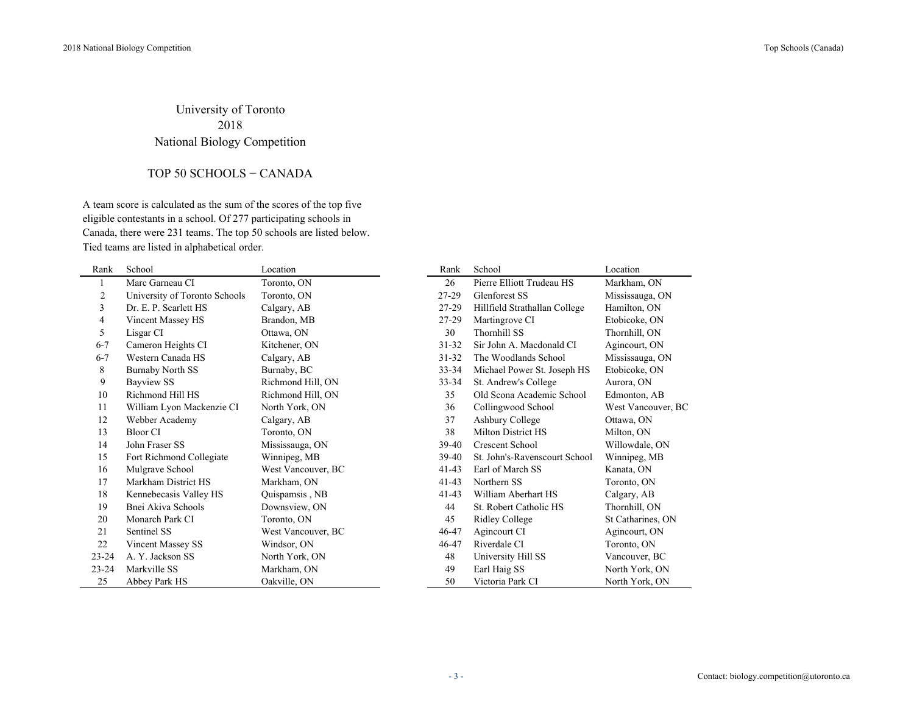# University of Toronto
# 2018
# National Biology Competition

## TOP 50 SCHOOLS − CANADA

A team score is calculated as the sum of the scores of the top five eligible contestants in a school. Of 277 participating schools in Canada, there were 231 teams. The top 50 schools are listed below. Tied teams are listed in alphabetical order.

| Rank | School | Location |
|---|---|---|
| 1 | Marc Garneau CI | Toronto, ON |
| 2 | University of Toronto Schools | Toronto, ON |
| 3 | Dr. E. P. Scarlett HS | Calgary, AB |
| 4 | Vincent Massey HS | Brandon, MB |
| 5 | Lisgar CI | Ottawa, ON |
| 6-7 | Cameron Heights CI | Kitchener, ON |
| 6-7 | Western Canada HS | Calgary, AB |
| 8 | Burnaby North SS | Burnaby, BC |
| 9 | Bayview SS | Richmond Hill, ON |
| 10 | Richmond Hill HS | Richmond Hill, ON |
| 11 | William Lyon Mackenzie CI | North York, ON |
| 12 | Webber Academy | Calgary, AB |
| 13 | Bloor CI | Toronto, ON |
| 14 | John Fraser SS | Mississauga, ON |
| 15 | Fort Richmond Collegiate | Winnipeg, MB |
| 16 | Mulgrave School | West Vancouver, BC |
| 17 | Markham District HS | Markham, ON |
| 18 | Kennebecasis Valley HS | Quispamsis , NB |
| 19 | Bnei Akiva Schools | Downsview, ON |
| 20 | Monarch Park CI | Toronto, ON |
| 21 | Sentinel SS | West Vancouver, BC |
| 22 | Vincent Massey SS | Windsor, ON |
| 23-24 | A. Y. Jackson SS | North York, ON |
| 23-24 | Markville SS | Markham, ON |
| 25 | Abbey Park HS | Oakville, ON |
| 26 | Pierre Elliott Trudeau HS | Markham, ON |
| 27-29 | Glenforest SS | Mississauga, ON |
| 27-29 | Hillfield Strathallan College | Hamilton, ON |
| 27-29 | Martingrove CI | Etobicoke, ON |
| 30 | Thornhill SS | Thornhill, ON |
| 31-32 | Sir John A. Macdonald CI | Agincourt, ON |
| 31-32 | The Woodlands School | Mississauga, ON |
| 33-34 | Michael Power St. Joseph HS | Etobicoke, ON |
| 33-34 | St. Andrew's College | Aurora, ON |
| 35 | Old Scona Academic School | Edmonton, AB |
| 36 | Collingwood School | West Vancouver, BC |
| 37 | Ashbury College | Ottawa, ON |
| 38 | Milton District HS | Milton, ON |
| 39-40 | Crescent School | Willowdale, ON |
| 39-40 | St. John's-Ravenscourt School | Winnipeg, MB |
| 41-43 | Earl of March SS | Kanata, ON |
| 41-43 | Northern SS | Toronto, ON |
| 41-43 | William Aberhart HS | Calgary, AB |
| 44 | St. Robert Catholic HS | Thornhill, ON |
| 45 | Ridley College | St Catharines, ON |
| 46-47 | Agincourt CI | Agincourt, ON |
| 46-47 | Riverdale CI | Toronto, ON |
| 48 | University Hill SS | Vancouver, BC |
| 49 | Earl Haig SS | North York, ON |
| 50 | Victoria Park CI | North York, ON |

Contact: biology.competition@utoronto.ca